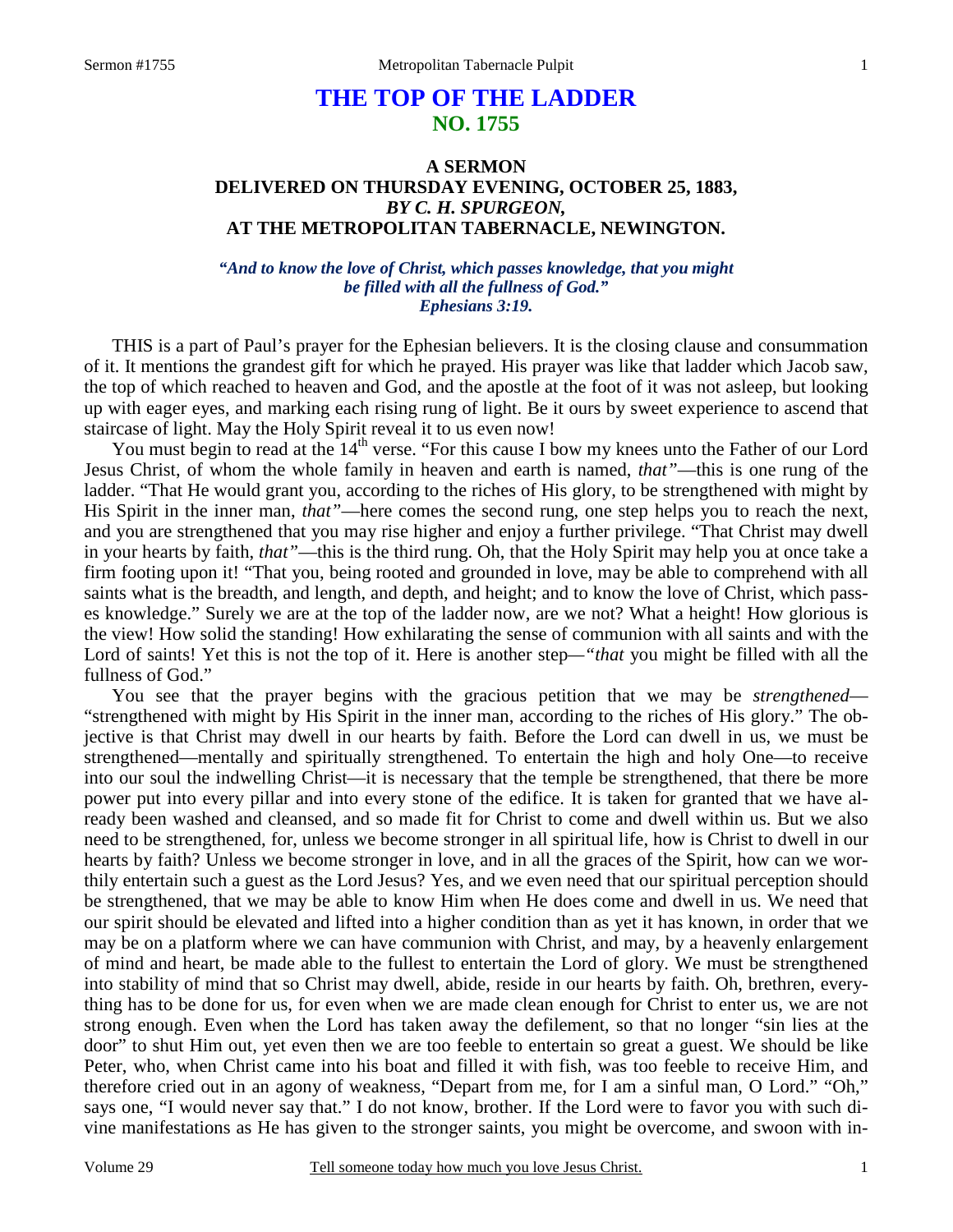# THE TOP OF THE LADDER
## NO. 1755

### A SERMON
### DELIVERED ON THURSDAY EVENING, OCTOBER 25, 1883,
### *BY C. H. SPURGEON,*
### AT THE METROPOLITAN TABERNACLE, NEWINGTON.

***"And to know the love of Christ, which passes knowledge, that you might be filled with all the fullness of God." Ephesians 3:19.***

THIS is a part of Paul's prayer for the Ephesian believers. It is the closing clause and consummation of it. It mentions the grandest gift for which he prayed. His prayer was like that ladder which Jacob saw, the top of which reached to heaven and God, and the apostle at the foot of it was not asleep, but looking up with eager eyes, and marking each rising rung of light. Be it ours by sweet experience to ascend that staircase of light. May the Holy Spirit reveal it to us even now!

You must begin to read at the 14th verse. "For this cause I bow my knees unto the Father of our Lord Jesus Christ, of whom the whole family in heaven and earth is named, *that"*—this is one rung of the ladder. "That He would grant you, according to the riches of His glory, to be strengthened with might by His Spirit in the inner man, *that"*—here comes the second rung, one step helps you to reach the next, and you are strengthened that you may rise higher and enjoy a further privilege. "That Christ may dwell in your hearts by faith, *that"*—this is the third rung. Oh, that the Holy Spirit may help you at once take a firm footing upon it! "That you, being rooted and grounded in love, may be able to comprehend with all saints what is the breadth, and length, and depth, and height; and to know the love of Christ, which passes knowledge." Surely we are at the top of the ladder now, are we not? What a height! How glorious is the view! How solid the standing! How exhilarating the sense of communion with all saints and with the Lord of saints! Yet this is not the top of it. Here is another step—*"that* you might be filled with all the fullness of God."

You see that the prayer begins with the gracious petition that we may be *strengthened*—"strengthened with might by His Spirit in the inner man, according to the riches of His glory." The objective is that Christ may dwell in our hearts by faith. Before the Lord can dwell in us, we must be strengthened—mentally and spiritually strengthened. To entertain the high and holy One—to receive into our soul the indwelling Christ—it is necessary that the temple be strengthened, that there be more power put into every pillar and into every stone of the edifice. It is taken for granted that we have already been washed and cleansed, and so made fit for Christ to come and dwell within us. But we also need to be strengthened, for, unless we become stronger in all spiritual life, how is Christ to dwell in our hearts by faith? Unless we become stronger in love, and in all the graces of the Spirit, how can we worthily entertain such a guest as the Lord Jesus? Yes, and we even need that our spiritual perception should be strengthened, that we may be able to know Him when He does come and dwell in us. We need that our spirit should be elevated and lifted into a higher condition than as yet it has known, in order that we may be on a platform where we can have communion with Christ, and may, by a heavenly enlargement of mind and heart, be made able to the fullest to entertain the Lord of glory. We must be strengthened into stability of mind that so Christ may dwell, abide, reside in our hearts by faith. Oh, brethren, everything has to be done for us, for even when we are made clean enough for Christ to enter us, we are not strong enough. Even when the Lord has taken away the defilement, so that no longer "sin lies at the door" to shut Him out, yet even then we are too feeble to entertain so great a guest. We should be like Peter, who, when Christ came into his boat and filled it with fish, was too feeble to receive Him, and therefore cried out in an agony of weakness, "Depart from me, for I am a sinful man, O Lord." "Oh," says one, "I would never say that." I do not know, brother. If the Lord were to favor you with such divine manifestations as He has given to the stronger saints, you might be overcome, and swoon with in-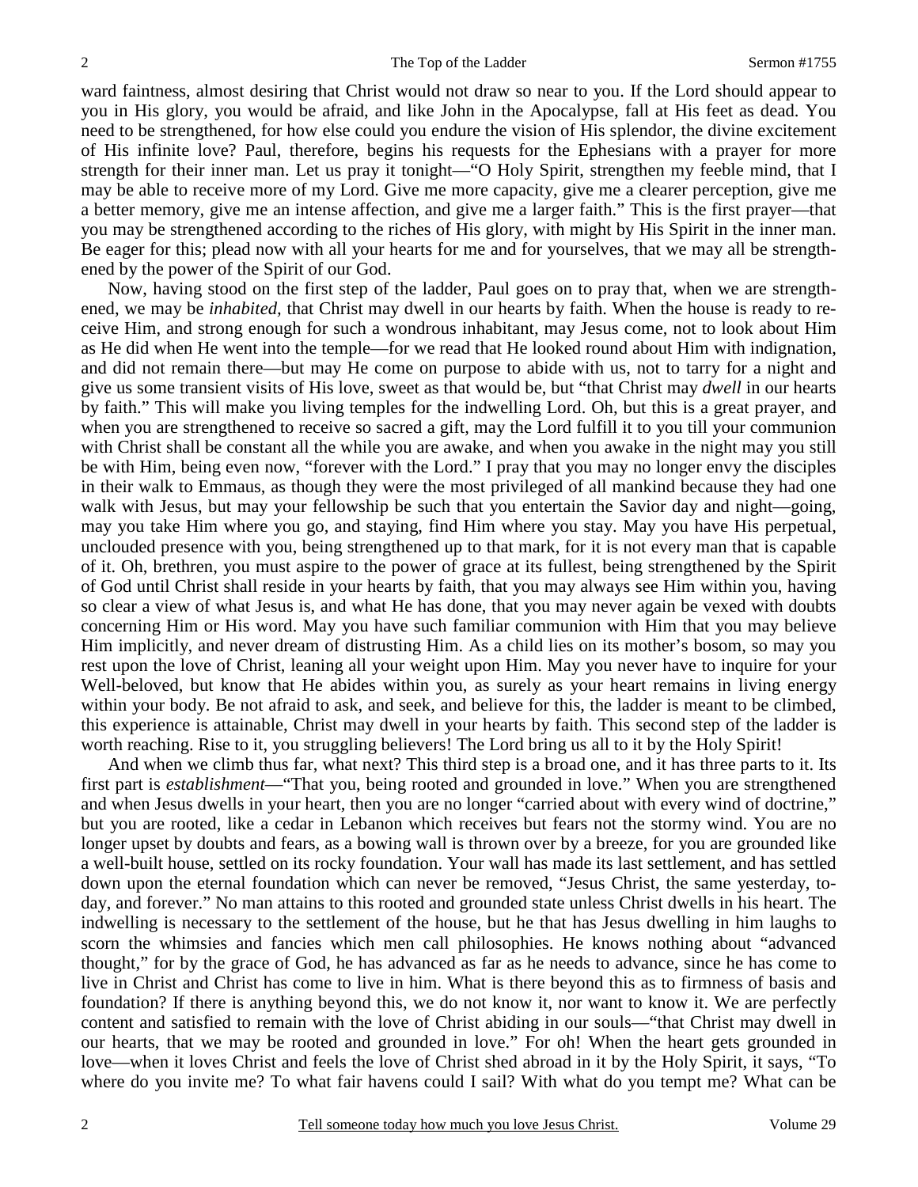ward faintness, almost desiring that Christ would not draw so near to you. If the Lord should appear to you in His glory, you would be afraid, and like John in the Apocalypse, fall at His feet as dead. You need to be strengthened, for how else could you endure the vision of His splendor, the divine excitement of His infinite love? Paul, therefore, begins his requests for the Ephesians with a prayer for more strength for their inner man. Let us pray it tonight—"O Holy Spirit, strengthen my feeble mind, that I may be able to receive more of my Lord. Give me more capacity, give me a clearer perception, give me a better memory, give me an intense affection, and give me a larger faith." This is the first prayer—that you may be strengthened according to the riches of His glory, with might by His Spirit in the inner man. Be eager for this; plead now with all your hearts for me and for yourselves, that we may all be strengthened by the power of the Spirit of our God.

Now, having stood on the first step of the ladder, Paul goes on to pray that, when we are strengthened, we may be *inhabited,* that Christ may dwell in our hearts by faith. When the house is ready to receive Him, and strong enough for such a wondrous inhabitant, may Jesus come, not to look about Him as He did when He went into the temple—for we read that He looked round about Him with indignation, and did not remain there—but may He come on purpose to abide with us, not to tarry for a night and give us some transient visits of His love, sweet as that would be, but "that Christ may *dwell* in our hearts by faith." This will make you living temples for the indwelling Lord. Oh, but this is a great prayer, and when you are strengthened to receive so sacred a gift, may the Lord fulfill it to you till your communion with Christ shall be constant all the while you are awake, and when you awake in the night may you still be with Him, being even now, "forever with the Lord." I pray that you may no longer envy the disciples in their walk to Emmaus, as though they were the most privileged of all mankind because they had one walk with Jesus, but may your fellowship be such that you entertain the Savior day and night—going, may you take Him where you go, and staying, find Him where you stay. May you have His perpetual, unclouded presence with you, being strengthened up to that mark, for it is not every man that is capable of it. Oh, brethren, you must aspire to the power of grace at its fullest, being strengthened by the Spirit of God until Christ shall reside in your hearts by faith, that you may always see Him within you, having so clear a view of what Jesus is, and what He has done, that you may never again be vexed with doubts concerning Him or His word. May you have such familiar communion with Him that you may believe Him implicitly, and never dream of distrusting Him. As a child lies on its mother's bosom, so may you rest upon the love of Christ, leaning all your weight upon Him. May you never have to inquire for your Well-beloved, but know that He abides within you, as surely as your heart remains in living energy within your body. Be not afraid to ask, and seek, and believe for this, the ladder is meant to be climbed, this experience is attainable, Christ may dwell in your hearts by faith. This second step of the ladder is worth reaching. Rise to it, you struggling believers! The Lord bring us all to it by the Holy Spirit!

And when we climb thus far, what next? This third step is a broad one, and it has three parts to it. Its first part is *establishment*—"That you, being rooted and grounded in love." When you are strengthened and when Jesus dwells in your heart, then you are no longer "carried about with every wind of doctrine," but you are rooted, like a cedar in Lebanon which receives but fears not the stormy wind. You are no longer upset by doubts and fears, as a bowing wall is thrown over by a breeze, for you are grounded like a well-built house, settled on its rocky foundation. Your wall has made its last settlement, and has settled down upon the eternal foundation which can never be removed, "Jesus Christ, the same yesterday, today, and forever." No man attains to this rooted and grounded state unless Christ dwells in his heart. The indwelling is necessary to the settlement of the house, but he that has Jesus dwelling in him laughs to scorn the whimsies and fancies which men call philosophies. He knows nothing about "advanced thought," for by the grace of God, he has advanced as far as he needs to advance, since he has come to live in Christ and Christ has come to live in him. What is there beyond this as to firmness of basis and foundation? If there is anything beyond this, we do not know it, nor want to know it. We are perfectly content and satisfied to remain with the love of Christ abiding in our souls—"that Christ may dwell in our hearts, that we may be rooted and grounded in love." For oh! When the heart gets grounded in love—when it loves Christ and feels the love of Christ shed abroad in it by the Holy Spirit, it says, "To where do you invite me? To what fair havens could I sail? With what do you tempt me? What can be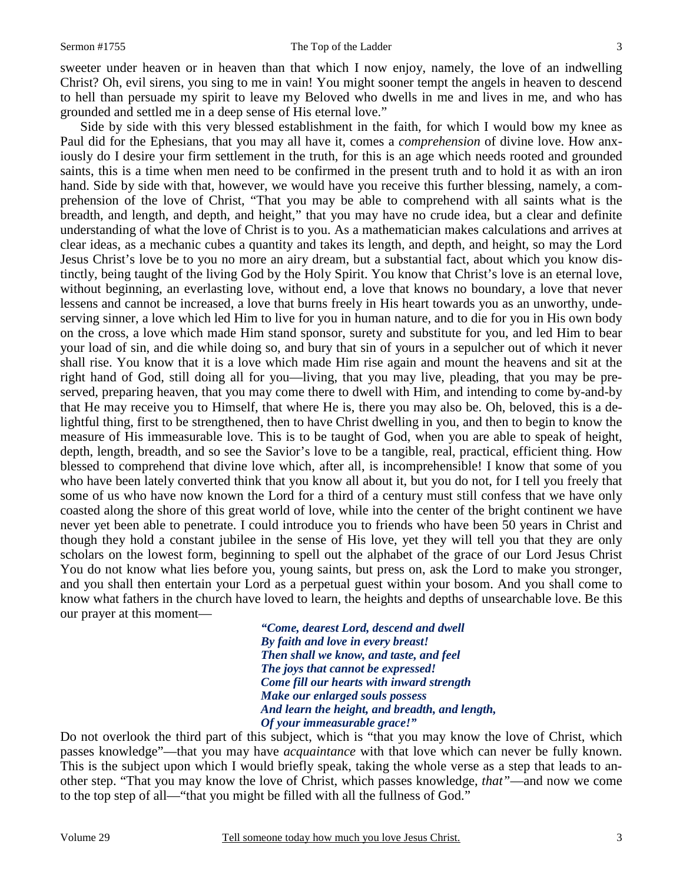sweeter under heaven or in heaven than that which I now enjoy, namely, the love of an indwelling Christ? Oh, evil sirens, you sing to me in vain! You might sooner tempt the angels in heaven to descend to hell than persuade my spirit to leave my Beloved who dwells in me and lives in me, and who has grounded and settled me in a deep sense of His eternal love."

Side by side with this very blessed establishment in the faith, for which I would bow my knee as Paul did for the Ephesians, that you may all have it, comes a *comprehension* of divine love. How anxiously do I desire your firm settlement in the truth, for this is an age which needs rooted and grounded saints, this is a time when men need to be confirmed in the present truth and to hold it as with an iron hand. Side by side with that, however, we would have you receive this further blessing, namely, a comprehension of the love of Christ, "That you may be able to comprehend with all saints what is the breadth, and length, and depth, and height," that you may have no crude idea, but a clear and definite understanding of what the love of Christ is to you. As a mathematician makes calculations and arrives at clear ideas, as a mechanic cubes a quantity and takes its length, and depth, and height, so may the Lord Jesus Christ's love be to you no more an airy dream, but a substantial fact, about which you know distinctly, being taught of the living God by the Holy Spirit. You know that Christ's love is an eternal love, without beginning, an everlasting love, without end, a love that knows no boundary, a love that never lessens and cannot be increased, a love that burns freely in His heart towards you as an unworthy, undeserving sinner, a love which led Him to live for you in human nature, and to die for you in His own body on the cross, a love which made Him stand sponsor, surety and substitute for you, and led Him to bear your load of sin, and die while doing so, and bury that sin of yours in a sepulcher out of which it never shall rise. You know that it is a love which made Him rise again and mount the heavens and sit at the right hand of God, still doing all for you—living, that you may live, pleading, that you may be preserved, preparing heaven, that you may come there to dwell with Him, and intending to come by-and-by that He may receive you to Himself, that where He is, there you may also be. Oh, beloved, this is a delightful thing, first to be strengthened, then to have Christ dwelling in you, and then to begin to know the measure of His immeasurable love. This is to be taught of God, when you are able to speak of height, depth, length, breadth, and so see the Savior's love to be a tangible, real, practical, efficient thing. How blessed to comprehend that divine love which, after all, is incomprehensible! I know that some of you who have been lately converted think that you know all about it, but you do not, for I tell you freely that some of us who have now known the Lord for a third of a century must still confess that we have only coasted along the shore of this great world of love, while into the center of the bright continent we have never yet been able to penetrate. I could introduce you to friends who have been 50 years in Christ and though they hold a constant jubilee in the sense of His love, yet they will tell you that they are only scholars on the lowest form, beginning to spell out the alphabet of the grace of our Lord Jesus Christ You do not know what lies before you, young saints, but press on, ask the Lord to make you stronger, and you shall then entertain your Lord as a perpetual guest within your bosom. And you shall come to know what fathers in the church have loved to learn, the heights and depths of unsearchable love. Be this our prayer at this moment—

> ***"Come, dearest Lord, descend and dwell***
> ***By faith and love in every breast!***
> ***Then shall we know, and taste, and feel***
> ***The joys that cannot be expressed!***
> ***Come fill our hearts with inward strength***
> ***Make our enlarged souls possess***
> ***And learn the height, and breadth, and length,***
> ***Of your immeasurable grace!"***

Do not overlook the third part of this subject, which is "that you may know the love of Christ, which passes knowledge"—that you may have *acquaintance* with that love which can never be fully known. This is the subject upon which I would briefly speak, taking the whole verse as a step that leads to another step. "That you may know the love of Christ, which passes knowledge, *that"*—and now we come to the top step of all—"that you might be filled with all the fullness of God."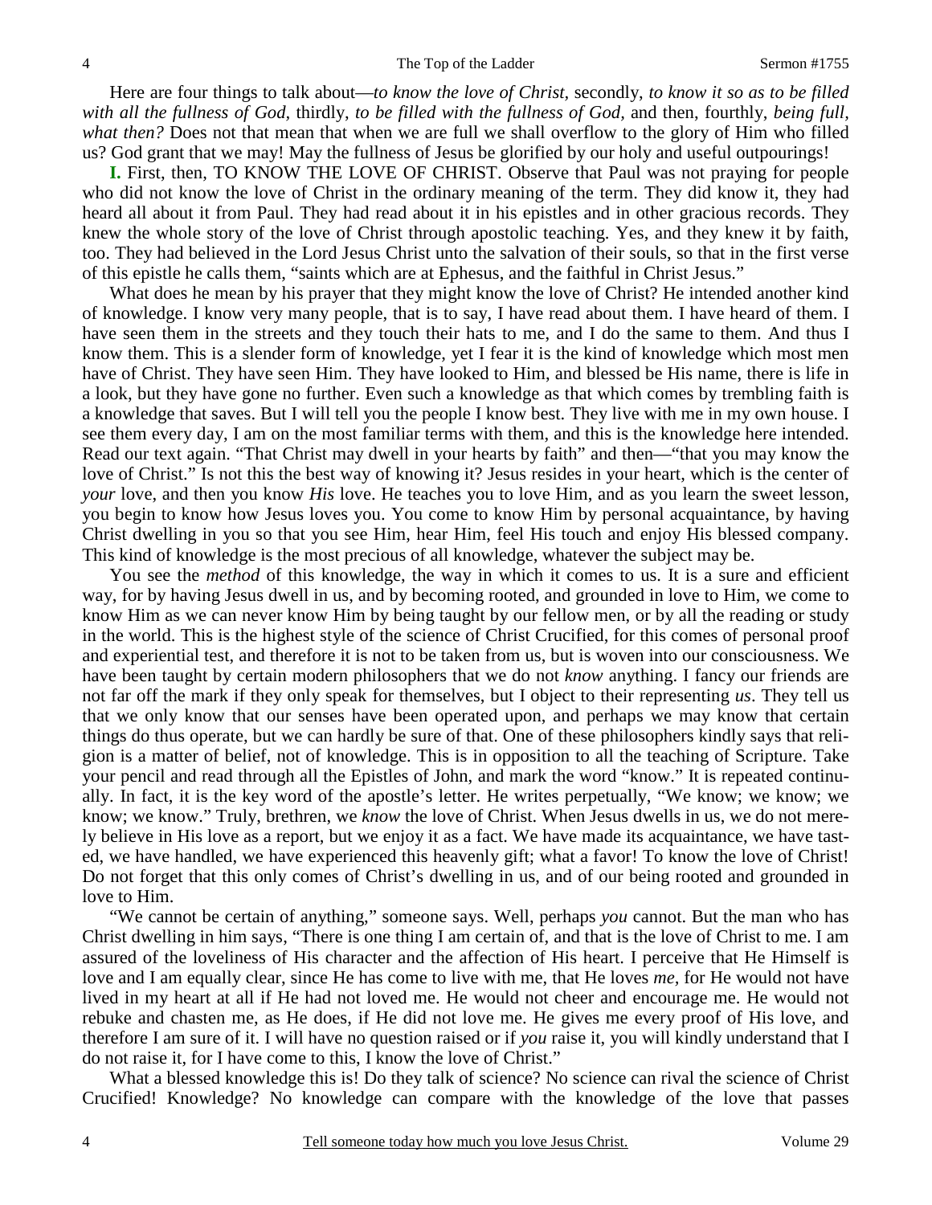Here are four things to talk about—*to know the love of Christ*, secondly, *to know it so as to be filled with all the fullness of God*, thirdly, *to be filled with the fullness of God*, and then, fourthly, *being full, what then?* Does not that mean that when we are full we shall overflow to the glory of Him who filled us? God grant that we may! May the fullness of Jesus be glorified by our holy and useful outpourings!

**I.** First, then, TO KNOW THE LOVE OF CHRIST. Observe that Paul was not praying for people who did not know the love of Christ in the ordinary meaning of the term. They did know it, they had heard all about it from Paul. They had read about it in his epistles and in other gracious records. They knew the whole story of the love of Christ through apostolic teaching. Yes, and they knew it by faith, too. They had believed in the Lord Jesus Christ unto the salvation of their souls, so that in the first verse of this epistle he calls them, "saints which are at Ephesus, and the faithful in Christ Jesus."

What does he mean by his prayer that they might know the love of Christ? He intended another kind of knowledge. I know very many people, that is to say, I have read about them. I have heard of them. I have seen them in the streets and they touch their hats to me, and I do the same to them. And thus I know them. This is a slender form of knowledge, yet I fear it is the kind of knowledge which most men have of Christ. They have seen Him. They have looked to Him, and blessed be His name, there is life in a look, but they have gone no further. Even such a knowledge as that which comes by trembling faith is a knowledge that saves. But I will tell you the people I know best. They live with me in my own house. I see them every day, I am on the most familiar terms with them, and this is the knowledge here intended. Read our text again. "That Christ may dwell in your hearts by faith" and then—"that you may know the love of Christ." Is not this the best way of knowing it? Jesus resides in your heart, which is the center of *your* love, and then you know *His* love. He teaches you to love Him, and as you learn the sweet lesson, you begin to know how Jesus loves you. You come to know Him by personal acquaintance, by having Christ dwelling in you so that you see Him, hear Him, feel His touch and enjoy His blessed company. This kind of knowledge is the most precious of all knowledge, whatever the subject may be.

You see the *method* of this knowledge, the way in which it comes to us. It is a sure and efficient way, for by having Jesus dwell in us, and by becoming rooted, and grounded in love to Him, we come to know Him as we can never know Him by being taught by our fellow men, or by all the reading or study in the world. This is the highest style of the science of Christ Crucified, for this comes of personal proof and experiential test, and therefore it is not to be taken from us, but is woven into our consciousness. We have been taught by certain modern philosophers that we do not *know* anything. I fancy our friends are not far off the mark if they only speak for themselves, but I object to their representing *us*. They tell us that we only know that our senses have been operated upon, and perhaps we may know that certain things do thus operate, but we can hardly be sure of that. One of these philosophers kindly says that religion is a matter of belief, not of knowledge. This is in opposition to all the teaching of Scripture. Take your pencil and read through all the Epistles of John, and mark the word "know." It is repeated continually. In fact, it is the key word of the apostle's letter. He writes perpetually, "We know; we know; we know; we know." Truly, brethren, we *know* the love of Christ. When Jesus dwells in us, we do not merely believe in His love as a report, but we enjoy it as a fact. We have made its acquaintance, we have tasted, we have handled, we have experienced this heavenly gift; what a favor! To know the love of Christ! Do not forget that this only comes of Christ's dwelling in us, and of our being rooted and grounded in love to Him.

"We cannot be certain of anything," someone says. Well, perhaps *you* cannot. But the man who has Christ dwelling in him says, "There is one thing I am certain of, and that is the love of Christ to me. I am assured of the loveliness of His character and the affection of His heart. I perceive that He Himself is love and I am equally clear, since He has come to live with me, that He loves *me*, for He would not have lived in my heart at all if He had not loved me. He would not cheer and encourage me. He would not rebuke and chasten me, as He does, if He did not love me. He gives me every proof of His love, and therefore I am sure of it. I will have no question raised or if *you* raise it, you will kindly understand that I do not raise it, for I have come to this, I know the love of Christ."

What a blessed knowledge this is! Do they talk of science? No science can rival the science of Christ Crucified! Knowledge? No knowledge can compare with the knowledge of the love that passes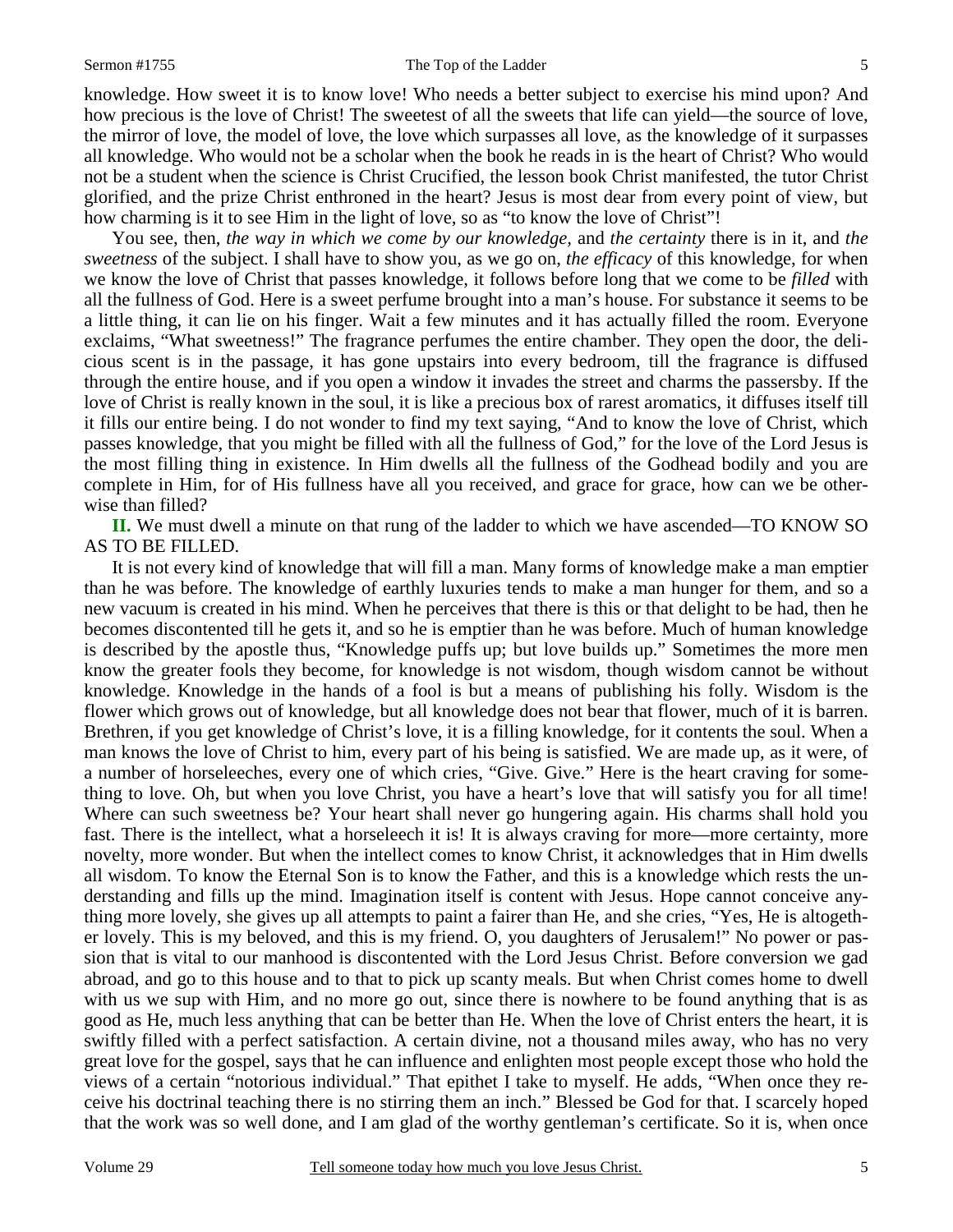knowledge. How sweet it is to know love! Who needs a better subject to exercise his mind upon? And how precious is the love of Christ! The sweetest of all the sweets that life can yield—the source of love, the mirror of love, the model of love, the love which surpasses all love, as the knowledge of it surpasses all knowledge. Who would not be a scholar when the book he reads in is the heart of Christ? Who would not be a student when the science is Christ Crucified, the lesson book Christ manifested, the tutor Christ glorified, and the prize Christ enthroned in the heart? Jesus is most dear from every point of view, but how charming is it to see Him in the light of love, so as "to know the love of Christ"!

You see, then, *the way in which we come by our knowledge,* and *the certainty* there is in it, and *the sweetness* of the subject. I shall have to show you, as we go on, *the efficacy* of this knowledge, for when we know the love of Christ that passes knowledge, it follows before long that we come to be *filled* with all the fullness of God. Here is a sweet perfume brought into a man's house. For substance it seems to be a little thing, it can lie on his finger. Wait a few minutes and it has actually filled the room. Everyone exclaims, "What sweetness!" The fragrance perfumes the entire chamber. They open the door, the delicious scent is in the passage, it has gone upstairs into every bedroom, till the fragrance is diffused through the entire house, and if you open a window it invades the street and charms the passersby. If the love of Christ is really known in the soul, it is like a precious box of rarest aromatics, it diffuses itself till it fills our entire being. I do not wonder to find my text saying, "And to know the love of Christ, which passes knowledge, that you might be filled with all the fullness of God," for the love of the Lord Jesus is the most filling thing in existence. In Him dwells all the fullness of the Godhead bodily and you are complete in Him, for of His fullness have all you received, and grace for grace, how can we be otherwise than filled?

**II.** We must dwell a minute on that rung of the ladder to which we have ascended—TO KNOW SO AS TO BE FILLED.

It is not every kind of knowledge that will fill a man. Many forms of knowledge make a man emptier than he was before. The knowledge of earthly luxuries tends to make a man hunger for them, and so a new vacuum is created in his mind. When he perceives that there is this or that delight to be had, then he becomes discontented till he gets it, and so he is emptier than he was before. Much of human knowledge is described by the apostle thus, "Knowledge puffs up; but love builds up." Sometimes the more men know the greater fools they become, for knowledge is not wisdom, though wisdom cannot be without knowledge. Knowledge in the hands of a fool is but a means of publishing his folly. Wisdom is the flower which grows out of knowledge, but all knowledge does not bear that flower, much of it is barren. Brethren, if you get knowledge of Christ's love, it is a filling knowledge, for it contents the soul. When a man knows the love of Christ to him, every part of his being is satisfied. We are made up, as it were, of a number of horseleeches, every one of which cries, "Give. Give." Here is the heart craving for something to love. Oh, but when you love Christ, you have a heart's love that will satisfy you for all time! Where can such sweetness be? Your heart shall never go hungering again. His charms shall hold you fast. There is the intellect, what a horseleech it is! It is always craving for more—more certainty, more novelty, more wonder. But when the intellect comes to know Christ, it acknowledges that in Him dwells all wisdom. To know the Eternal Son is to know the Father, and this is a knowledge which rests the understanding and fills up the mind. Imagination itself is content with Jesus. Hope cannot conceive anything more lovely, she gives up all attempts to paint a fairer than He, and she cries, "Yes, He is altogether lovely. This is my beloved, and this is my friend. O, you daughters of Jerusalem!" No power or passion that is vital to our manhood is discontented with the Lord Jesus Christ. Before conversion we gad abroad, and go to this house and to that to pick up scanty meals. But when Christ comes home to dwell with us we sup with Him, and no more go out, since there is nowhere to be found anything that is as good as He, much less anything that can be better than He. When the love of Christ enters the heart, it is swiftly filled with a perfect satisfaction. A certain divine, not a thousand miles away, who has no very great love for the gospel, says that he can influence and enlighten most people except those who hold the views of a certain "notorious individual." That epithet I take to myself. He adds, "When once they receive his doctrinal teaching there is no stirring them an inch." Blessed be God for that. I scarcely hoped that the work was so well done, and I am glad of the worthy gentleman's certificate. So it is, when once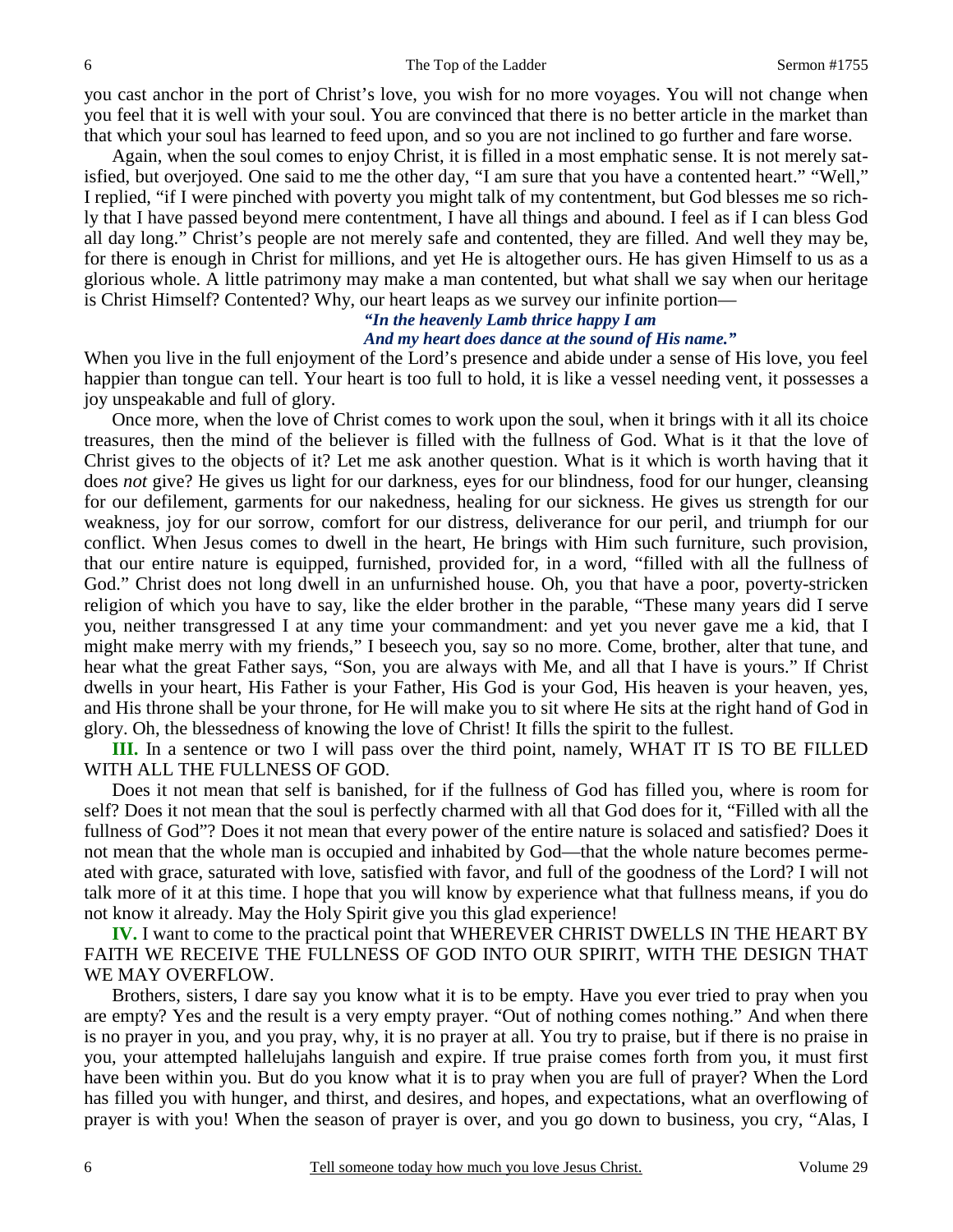you cast anchor in the port of Christ's love, you wish for no more voyages. You will not change when you feel that it is well with your soul. You are convinced that there is no better article in the market than that which your soul has learned to feed upon, and so you are not inclined to go further and fare worse.

Again, when the soul comes to enjoy Christ, it is filled in a most emphatic sense. It is not merely satisfied, but overjoyed. One said to me the other day, "I am sure that you have a contented heart." "Well," I replied, "if I were pinched with poverty you might talk of my contentment, but God blesses me so richly that I have passed beyond mere contentment, I have all things and abound. I feel as if I can bless God all day long." Christ's people are not merely safe and contented, they are filled. And well they may be, for there is enough in Christ for millions, and yet He is altogether ours. He has given Himself to us as a glorious whole. A little patrimony may make a man contented, but what shall we say when our heritage is Christ Himself? Contented? Why, our heart leaps as we survey our infinite portion—

> ***"In the heavenly Lamb thrice happy I am***
> ***And my heart does dance at the sound of His name."***

When you live in the full enjoyment of the Lord's presence and abide under a sense of His love, you feel happier than tongue can tell. Your heart is too full to hold, it is like a vessel needing vent, it possesses a joy unspeakable and full of glory.

Once more, when the love of Christ comes to work upon the soul, when it brings with it all its choice treasures, then the mind of the believer is filled with the fullness of God. What is it that the love of Christ gives to the objects of it? Let me ask another question. What is it which is worth having that it does *not* give? He gives us light for our darkness, eyes for our blindness, food for our hunger, cleansing for our defilement, garments for our nakedness, healing for our sickness. He gives us strength for our weakness, joy for our sorrow, comfort for our distress, deliverance for our peril, and triumph for our conflict. When Jesus comes to dwell in the heart, He brings with Him such furniture, such provision, that our entire nature is equipped, furnished, provided for, in a word, "filled with all the fullness of God." Christ does not long dwell in an unfurnished house. Oh, you that have a poor, poverty-stricken religion of which you have to say, like the elder brother in the parable, "These many years did I serve you, neither transgressed I at any time your commandment: and yet you never gave me a kid, that I might make merry with my friends," I beseech you, say so no more. Come, brother, alter that tune, and hear what the great Father says, "Son, you are always with Me, and all that I have is yours." If Christ dwells in your heart, His Father is your Father, His God is your God, His heaven is your heaven, yes, and His throne shall be your throne, for He will make you to sit where He sits at the right hand of God in glory. Oh, the blessedness of knowing the love of Christ! It fills the spirit to the fullest.

**III.** In a sentence or two I will pass over the third point, namely, WHAT IT IS TO BE FILLED WITH ALL THE FULLNESS OF GOD.

Does it not mean that self is banished, for if the fullness of God has filled you, where is room for self? Does it not mean that the soul is perfectly charmed with all that God does for it, "Filled with all the fullness of God"? Does it not mean that every power of the entire nature is solaced and satisfied? Does it not mean that the whole man is occupied and inhabited by God—that the whole nature becomes permeated with grace, saturated with love, satisfied with favor, and full of the goodness of the Lord? I will not talk more of it at this time. I hope that you will know by experience what that fullness means, if you do not know it already. May the Holy Spirit give you this glad experience!

**IV.** I want to come to the practical point that WHEREVER CHRIST DWELLS IN THE HEART BY FAITH WE RECEIVE THE FULLNESS OF GOD INTO OUR SPIRIT, WITH THE DESIGN THAT WE MAY OVERFLOW.

Brothers, sisters, I dare say you know what it is to be empty. Have you ever tried to pray when you are empty? Yes and the result is a very empty prayer. "Out of nothing comes nothing." And when there is no prayer in you, and you pray, why, it is no prayer at all. You try to praise, but if there is no praise in you, your attempted hallelujahs languish and expire. If true praise comes forth from you, it must first have been within you. But do you know what it is to pray when you are full of prayer? When the Lord has filled you with hunger, and thirst, and desires, and hopes, and expectations, what an overflowing of prayer is with you! When the season of prayer is over, and you go down to business, you cry, "Alas, I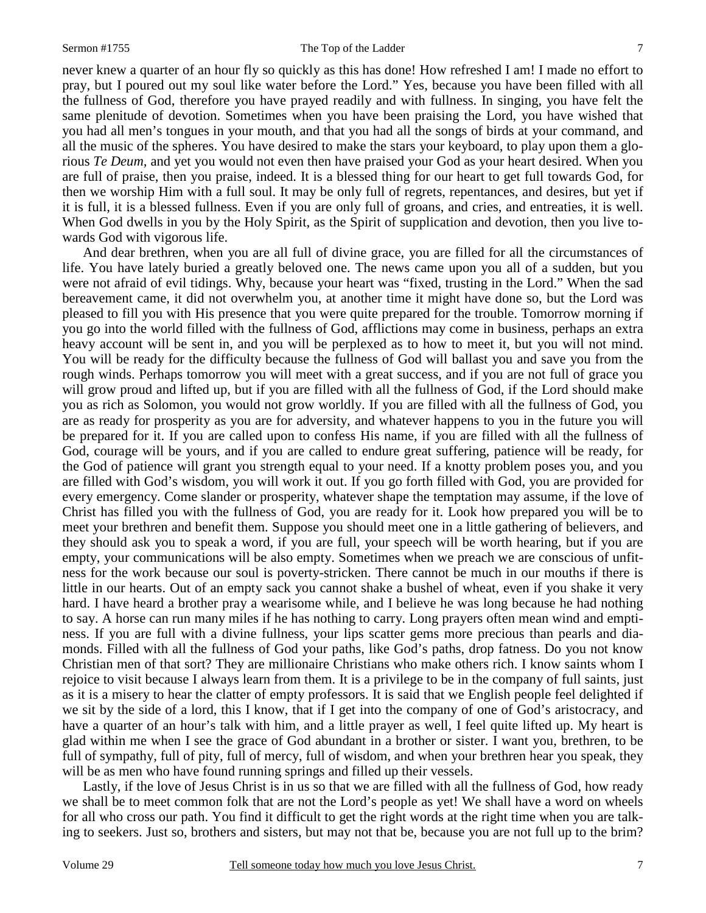never knew a quarter of an hour fly so quickly as this has done! How refreshed I am! I made no effort to pray, but I poured out my soul like water before the Lord." Yes, because you have been filled with all the fullness of God, therefore you have prayed readily and with fullness. In singing, you have felt the same plenitude of devotion. Sometimes when you have been praising the Lord, you have wished that you had all men's tongues in your mouth, and that you had all the songs of birds at your command, and all the music of the spheres. You have desired to make the stars your keyboard, to play upon them a glorious *Te Deum,* and yet you would not even then have praised your God as your heart desired. When you are full of praise, then you praise, indeed. It is a blessed thing for our heart to get full towards God, for then we worship Him with a full soul. It may be only full of regrets, repentances, and desires, but yet if it is full, it is a blessed fullness. Even if you are only full of groans, and cries, and entreaties, it is well. When God dwells in you by the Holy Spirit, as the Spirit of supplication and devotion, then you live towards God with vigorous life.

And dear brethren, when you are all full of divine grace, you are filled for all the circumstances of life. You have lately buried a greatly beloved one. The news came upon you all of a sudden, but you were not afraid of evil tidings. Why, because your heart was "fixed, trusting in the Lord." When the sad bereavement came, it did not overwhelm you, at another time it might have done so, but the Lord was pleased to fill you with His presence that you were quite prepared for the trouble. Tomorrow morning if you go into the world filled with the fullness of God, afflictions may come in business, perhaps an extra heavy account will be sent in, and you will be perplexed as to how to meet it, but you will not mind. You will be ready for the difficulty because the fullness of God will ballast you and save you from the rough winds. Perhaps tomorrow you will meet with a great success, and if you are not full of grace you will grow proud and lifted up, but if you are filled with all the fullness of God, if the Lord should make you as rich as Solomon, you would not grow worldly. If you are filled with all the fullness of God, you are as ready for prosperity as you are for adversity, and whatever happens to you in the future you will be prepared for it. If you are called upon to confess His name, if you are filled with all the fullness of God, courage will be yours, and if you are called to endure great suffering, patience will be ready, for the God of patience will grant you strength equal to your need. If a knotty problem poses you, and you are filled with God's wisdom, you will work it out. If you go forth filled with God, you are provided for every emergency. Come slander or prosperity, whatever shape the temptation may assume, if the love of Christ has filled you with the fullness of God, you are ready for it. Look how prepared you will be to meet your brethren and benefit them. Suppose you should meet one in a little gathering of believers, and they should ask you to speak a word, if you are full, your speech will be worth hearing, but if you are empty, your communications will be also empty. Sometimes when we preach we are conscious of unfitness for the work because our soul is poverty-stricken. There cannot be much in our mouths if there is little in our hearts. Out of an empty sack you cannot shake a bushel of wheat, even if you shake it very hard. I have heard a brother pray a wearisome while, and I believe he was long because he had nothing to say. A horse can run many miles if he has nothing to carry. Long prayers often mean wind and emptiness. If you are full with a divine fullness, your lips scatter gems more precious than pearls and diamonds. Filled with all the fullness of God your paths, like God's paths, drop fatness. Do you not know Christian men of that sort? They are millionaire Christians who make others rich. I know saints whom I rejoice to visit because I always learn from them. It is a privilege to be in the company of full saints, just as it is a misery to hear the clatter of empty professors. It is said that we English people feel delighted if we sit by the side of a lord, this I know, that if I get into the company of one of God's aristocracy, and have a quarter of an hour's talk with him, and a little prayer as well, I feel quite lifted up. My heart is glad within me when I see the grace of God abundant in a brother or sister. I want you, brethren, to be full of sympathy, full of pity, full of mercy, full of wisdom, and when your brethren hear you speak, they will be as men who have found running springs and filled up their vessels.

Lastly, if the love of Jesus Christ is in us so that we are filled with all the fullness of God, how ready we shall be to meet common folk that are not the Lord's people as yet! We shall have a word on wheels for all who cross our path. You find it difficult to get the right words at the right time when you are talking to seekers. Just so, brothers and sisters, but may not that be, because you are not full up to the brim?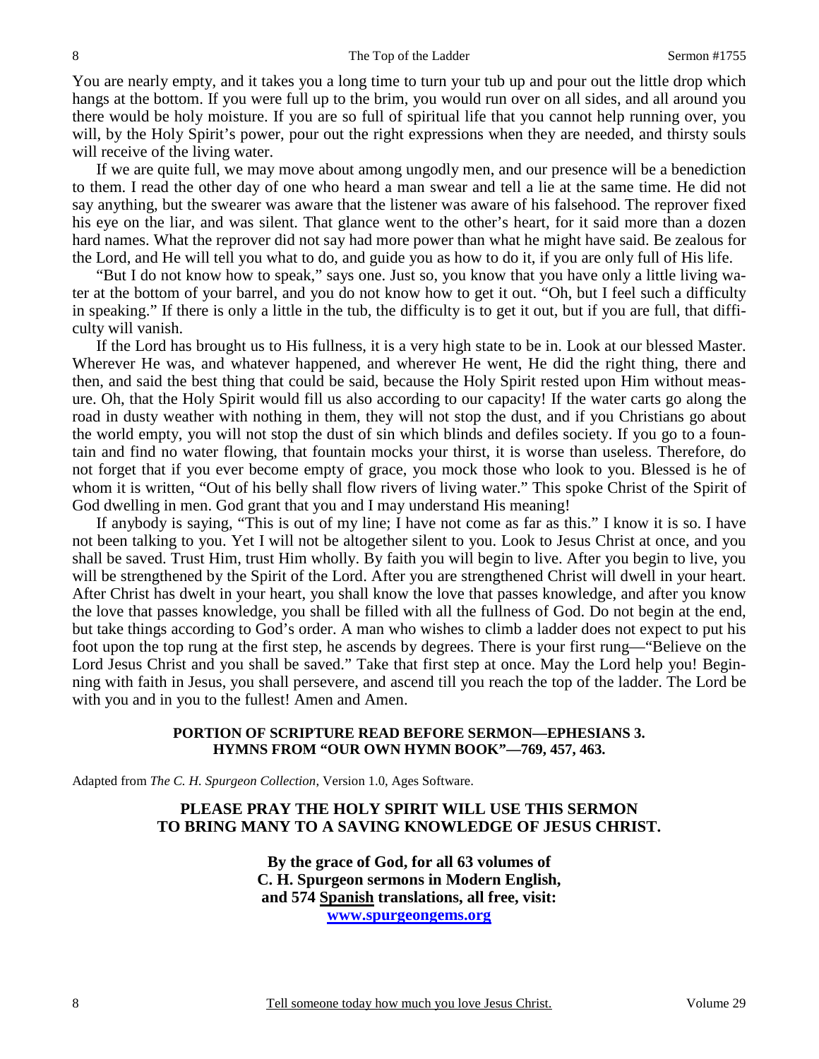You are nearly empty, and it takes you a long time to turn your tub up and pour out the little drop which hangs at the bottom. If you were full up to the brim, you would run over on all sides, and all around you there would be holy moisture. If you are so full of spiritual life that you cannot help running over, you will, by the Holy Spirit's power, pour out the right expressions when they are needed, and thirsty souls will receive of the living water.

If we are quite full, we may move about among ungodly men, and our presence will be a benediction to them. I read the other day of one who heard a man swear and tell a lie at the same time. He did not say anything, but the swearer was aware that the listener was aware of his falsehood. The reprover fixed his eye on the liar, and was silent. That glance went to the other's heart, for it said more than a dozen hard names. What the reprover did not say had more power than what he might have said. Be zealous for the Lord, and He will tell you what to do, and guide you as how to do it, if you are only full of His life.

"But I do not know how to speak," says one. Just so, you know that you have only a little living water at the bottom of your barrel, and you do not know how to get it out. "Oh, but I feel such a difficulty in speaking." If there is only a little in the tub, the difficulty is to get it out, but if you are full, that difficulty will vanish.

If the Lord has brought us to His fullness, it is a very high state to be in. Look at our blessed Master. Wherever He was, and whatever happened, and wherever He went, He did the right thing, there and then, and said the best thing that could be said, because the Holy Spirit rested upon Him without measure. Oh, that the Holy Spirit would fill us also according to our capacity! If the water carts go along the road in dusty weather with nothing in them, they will not stop the dust, and if you Christians go about the world empty, you will not stop the dust of sin which blinds and defiles society. If you go to a fountain and find no water flowing, that fountain mocks your thirst, it is worse than useless. Therefore, do not forget that if you ever become empty of grace, you mock those who look to you. Blessed is he of whom it is written, "Out of his belly shall flow rivers of living water." This spoke Christ of the Spirit of God dwelling in men. God grant that you and I may understand His meaning!

If anybody is saying, "This is out of my line; I have not come as far as this." I know it is so. I have not been talking to you. Yet I will not be altogether silent to you. Look to Jesus Christ at once, and you shall be saved. Trust Him, trust Him wholly. By faith you will begin to live. After you begin to live, you will be strengthened by the Spirit of the Lord. After you are strengthened Christ will dwell in your heart. After Christ has dwelt in your heart, you shall know the love that passes knowledge, and after you know the love that passes knowledge, you shall be filled with all the fullness of God. Do not begin at the end, but take things according to God's order. A man who wishes to climb a ladder does not expect to put his foot upon the top rung at the first step, he ascends by degrees. There is your first rung—"Believe on the Lord Jesus Christ and you shall be saved." Take that first step at once. May the Lord help you! Beginning with faith in Jesus, you shall persevere, and ascend till you reach the top of the ladder. The Lord be with you and in you to the fullest! Amen and Amen.

**PORTION OF SCRIPTURE READ BEFORE SERMON—EPHESIANS 3.**
**HYMNS FROM "OUR OWN HYMN BOOK"—769, 457, 463.**

Adapted from *The C. H. Spurgeon Collection,* Version 1.0, Ages Software.

**PLEASE PRAY THE HOLY SPIRIT WILL USE THIS SERMON TO BRING MANY TO A SAVING KNOWLEDGE OF JESUS CHRIST.**

**By the grace of God, for all 63 volumes of C. H. Spurgeon sermons in Modern English, and 574 Spanish translations, all free, visit: www.spurgeongems.org**